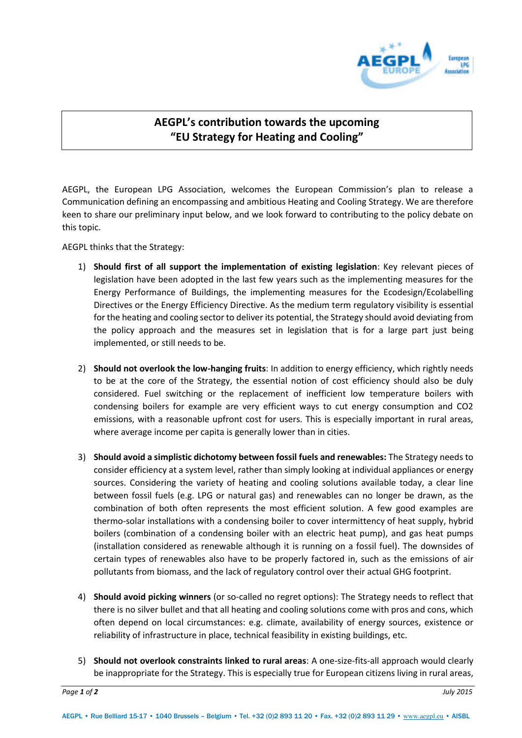# AEGPL's contribution towards the upcoming "EU Strategy for Heating and Cooling"

AEGPL, the European LPG Association, welcomes the European Commission's plan to release a Communication defining an encompassing and ambitious Heating and Cooling Strategy. We are therefore keen to share our preliminary input below, and we look forward to contributing to the policy debate on this topic.

AEGPL thinks that the Strategy:

1) **Should first of all support the implementation of existing legislation**: Key relevant pieces of legislation have been adopted in the last few years such as the implementing measures for the Energy Performance of Buildings, the implementing measures for the Ecodesign/Ecolabelling Directives or the Energy Efficiency Directive. As the medium term regulatory visibility is essential for the heating and cooling sector to deliver its potential, the Strategy should avoid deviating from the policy approach and the measures set in legislation that is for a large part just being implemented, or still needs to be.

2) **Should not overlook the low-hanging fruits**: In addition to energy efficiency, which rightly needs to be at the core of the Strategy, the essential notion of cost efficiency should also be duly considered. Fuel switching or the replacement of inefficient low temperature boilers with condensing boilers for example are very efficient ways to cut energy consumption and $CO_2$ emissions, with a reasonable upfront cost for users. This is especially important in rural areas, where average income per capita is generally lower than in cities.

3) **Should avoid a simplistic dichotomy between fossil fuels and renewables:** The Strategy needs to consider efficiency at a system level, rather than simply looking at individual appliances or energy sources. Considering the variety of heating and cooling solutions available today, a clear line between fossil fuels (e.g. LPG or natural gas) and renewables can no longer be drawn, as the combination of both often represents the most efficient solution. A few good examples are thermo-solar installations with a condensing boiler to cover intermittency of heat supply, hybrid boilers (combination of a condensing boiler with an electric heat pump), and gas heat pumps (installation considered as renewable although it is running on a fossil fuel). The downsides of certain types of renewables also have to be properly factored in, such as the emissions of air pollutants from biomass, and the lack of regulatory control over their actual GHG footprint.

4) **Should avoid picking winners** (or so-called no regret options): The Strategy needs to reflect that there is no silver bullet and that all heating and cooling solutions come with pros and cons, which often depend on local circumstances: e.g. climate, availability of energy sources, existence or reliability of infrastructure in place, technical feasibility in existing buildings, etc.

5) **Should not overlook constraints linked to rural areas**: A one-size-fits-all approach would clearly be inappropriate for the Strategy. This is especially true for European citizens living in rural areas,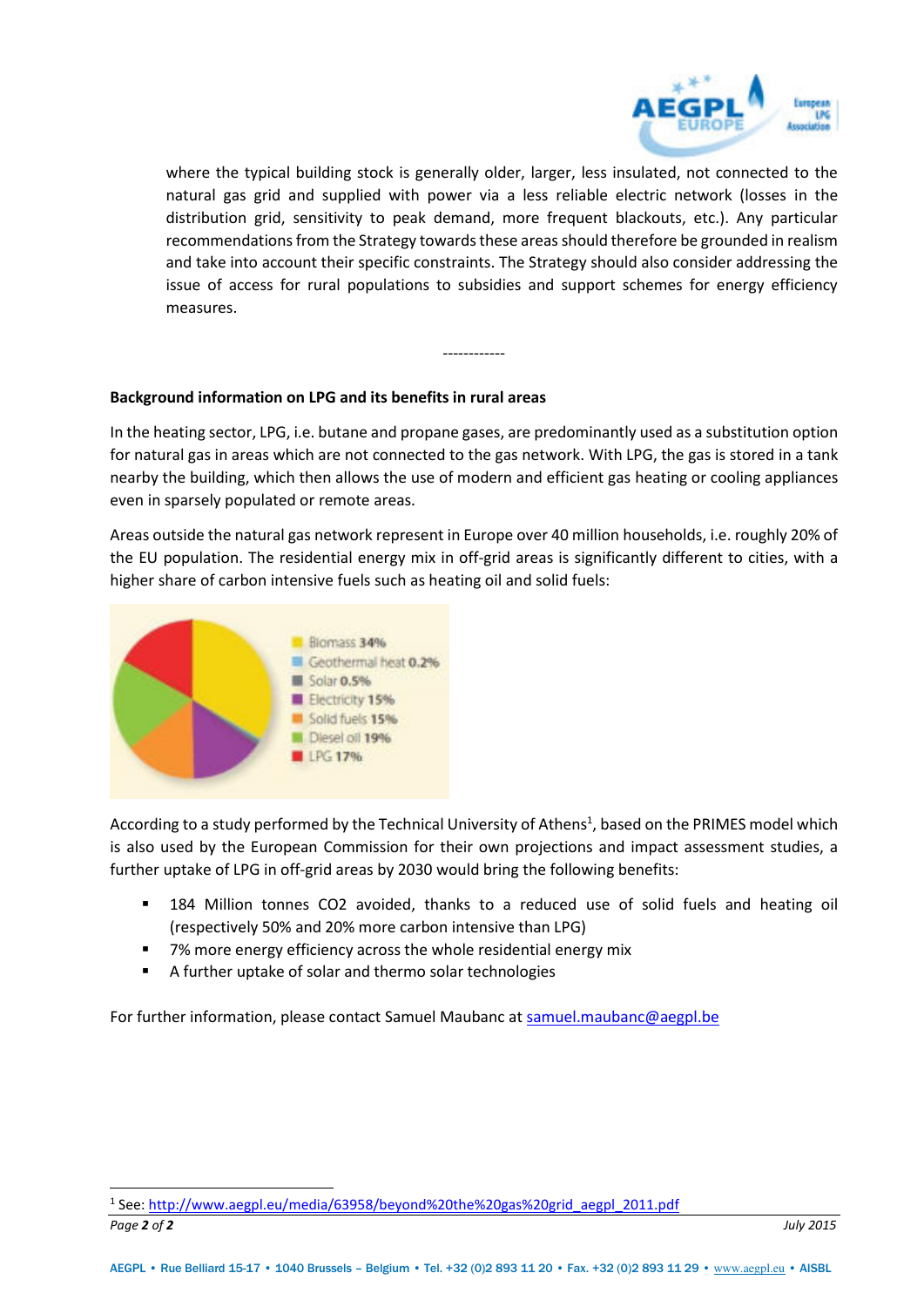where the typical building stock is generally older, larger, less insulated, not connected to the natural gas grid and supplied with power via a less reliable electric network (losses in the distribution grid, sensitivity to peak demand, more frequent blackouts, etc.). Any particular recommendations from the Strategy towards these areas should therefore be grounded in realism and take into account their specific constraints. The Strategy should also consider addressing the issue of access for rural populations to subsidies and support schemes for energy efficiency measures.

------------

**Background information on LPG and its benefits in rural areas**

In the heating sector, LPG, i.e. butane and propane gases, are predominantly used as a substitution option for natural gas in areas which are not connected to the gas network. With LPG, the gas is stored in a tank nearby the building, which then allows the use of modern and efficient gas heating or cooling appliances even in sparsely populated or remote areas.

Areas outside the natural gas network represent in Europe over 40 million households, i.e. roughly 20% of the EU population. The residential energy mix in off-grid areas is significantly different to cities, with a higher share of carbon intensive fuels such as heating oil and solid fuels:

Biomass 34%
Geothermal heat 0.2%
Solar 0.5%
Electricity 15%
Solid fuels 15%
Diesel oil 19%
LPG 17%

According to a study performed by the Technical University of Athens[1], based on the PRIMES model which is also used by the European Commission for their own projections and impact assessment studies, a further uptake of LPG in off-grid areas by 2030 would bring the following benefits:

- 184 Million tonnes $CO_2$ avoided, thanks to a reduced use of solid fuels and heating oil (respectively 50% and 20% more carbon intensive than LPG)
- 7% more energy efficiency across the whole residential energy mix
- A further uptake of solar and thermo solar technologies

For further information, please contact Samuel Maubanc at samuel.maubanc@aegpl.be

[1] See: http://www.aegpl.eu/media/63958/beyond%20the%20gas%20grid_aegpl_2011.pdf